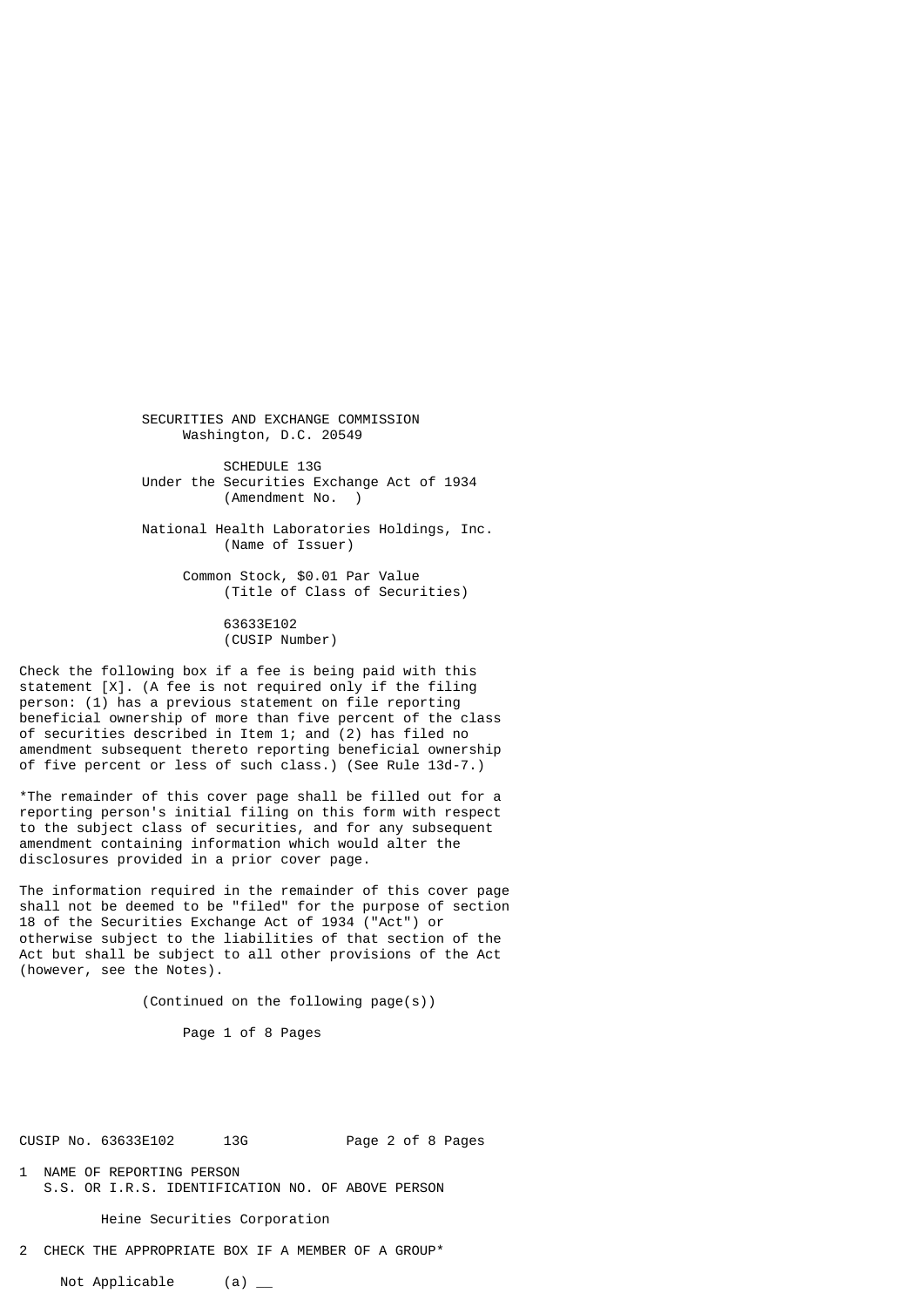SECURITIES AND EXCHANGE COMMISSION
Washington, D.C. 20549

SCHEDULE 13G
Under the Securities Exchange Act of 1934
(Amendment No.  )

National Health Laboratories Holdings, Inc.
(Name of Issuer)

Common Stock, $0.01 Par Value
(Title of Class of Securities)

63633E102
(CUSIP Number)

Check the following box if a fee is being paid with this statement [X]. (A fee is not required only if the filing person: (1) has a previous statement on file reporting beneficial ownership of more than five percent of the class of securities described in Item 1; and (2) has filed no amendment subsequent thereto reporting beneficial ownership of five percent or less of such class.) (See Rule 13d-7.)

*The remainder of this cover page shall be filled out for a reporting person's initial filing on this form with respect to the subject class of securities, and for any subsequent amendment containing information which would alter the disclosures provided in a prior cover page.

The information required in the remainder of this cover page shall not be deemed to be "filed" for the purpose of section 18 of the Securities Exchange Act of 1934 ("Act") or otherwise subject to the liabilities of that section of the Act but shall be subject to all other provisions of the Act (however, see the Notes).

(Continued on the following page(s))

CUSIP No. 63633E102      13G

1  NAME OF REPORTING PERSON
   S.S. OR I.R.S. IDENTIFICATION NO. OF ABOVE PERSON

   Heine Securities Corporation

2  CHECK THE APPROPRIATE BOX IF A MEMBER OF A GROUP*

   Not Applicable      (a) __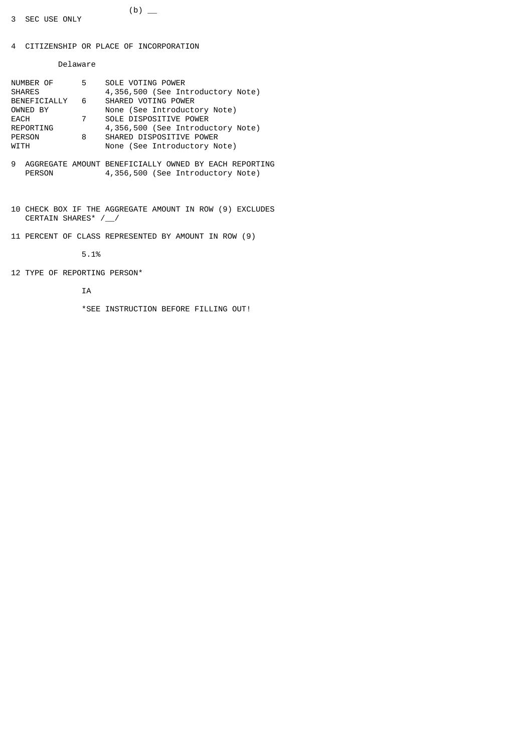(b) __

3 SEC USE ONLY

4 CITIZENSHIP OR PLACE OF INCORPORATION

Delaware

| NUMBER OF SHARES BENEFICIALLY OWNED BY EACH REPORTING PERSON WITH | | |
|---|---|---|
| | 5 | SOLE VOTING POWER<br>4,356,500 (See Introductory Note) |
| | 6 | SHARED VOTING POWER<br>None (See Introductory Note) |
| | 7 | SOLE DISPOSITIVE POWER<br>4,356,500 (See Introductory Note) |
| | 8 | SHARED DISPOSITIVE POWER<br>None (See Introductory Note) |

9 AGGREGATE AMOUNT BENEFICIALLY OWNED BY EACH REPORTING PERSON 4,356,500 (See Introductory Note)

10 CHECK BOX IF THE AGGREGATE AMOUNT IN ROW (9) EXCLUDES CERTAIN SHARES* /__/

11 PERCENT OF CLASS REPRESENTED BY AMOUNT IN ROW (9)

5.1%

12 TYPE OF REPORTING PERSON*

IA

*SEE INSTRUCTION BEFORE FILLING OUT!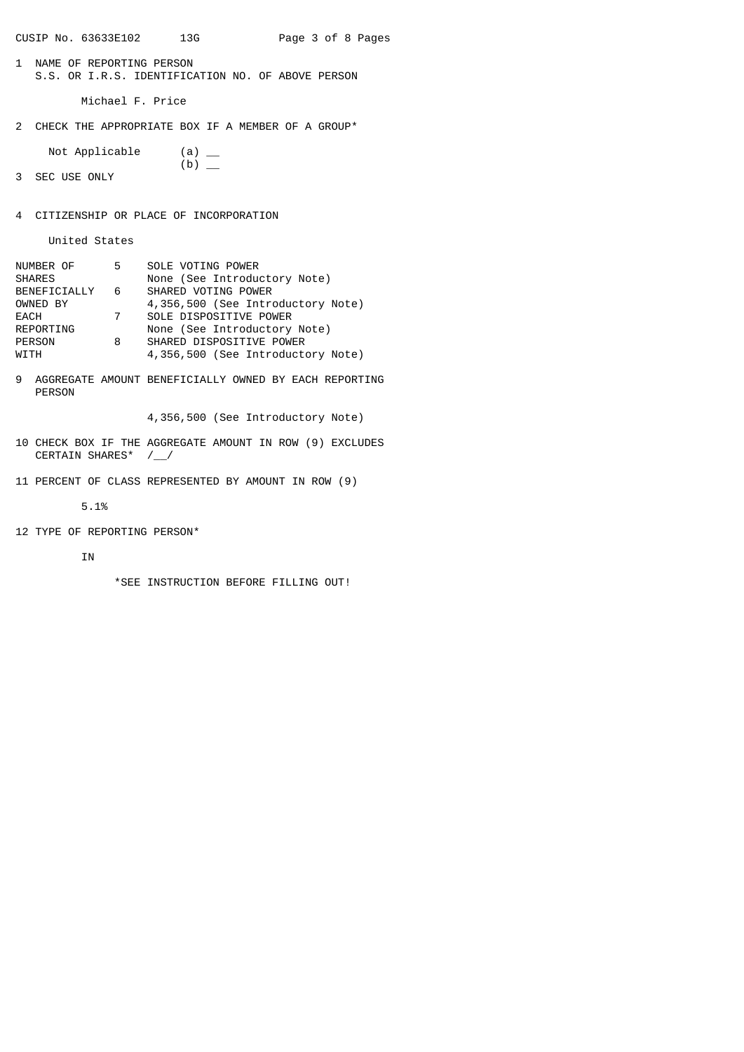CUSIP No. 63633E102 13G

1 NAME OF REPORTING PERSON
S.S. OR I.R.S. IDENTIFICATION NO. OF ABOVE PERSON

Michael F. Price

2 CHECK THE APPROPRIATE BOX IF A MEMBER OF A GROUP*

Not Applicable (a) __
(b) __

3 SEC USE ONLY

4 CITIZENSHIP OR PLACE OF INCORPORATION

United States

| NUMBER OF SHARES BENEFICIALLY OWNED BY EACH REPORTING PERSON WITH | | |
|---|---|---|
| | 5 | SOLE VOTING POWER<br>None (See Introductory Note) |
| | 6 | SHARED VOTING POWER<br>4,356,500 (See Introductory Note) |
| | 7 | SOLE DISPOSITIVE POWER<br>None (See Introductory Note) |
| | 8 | SHARED DISPOSITIVE POWER<br>4,356,500 (See Introductory Note) |

9 AGGREGATE AMOUNT BENEFICIALLY OWNED BY EACH REPORTING PERSON

4,356,500 (See Introductory Note)

10 CHECK BOX IF THE AGGREGATE AMOUNT IN ROW (9) EXCLUDES CERTAIN SHARES* /__/

11 PERCENT OF CLASS REPRESENTED BY AMOUNT IN ROW (9)

5.1%

12 TYPE OF REPORTING PERSON*

IN

*SEE INSTRUCTION BEFORE FILLING OUT!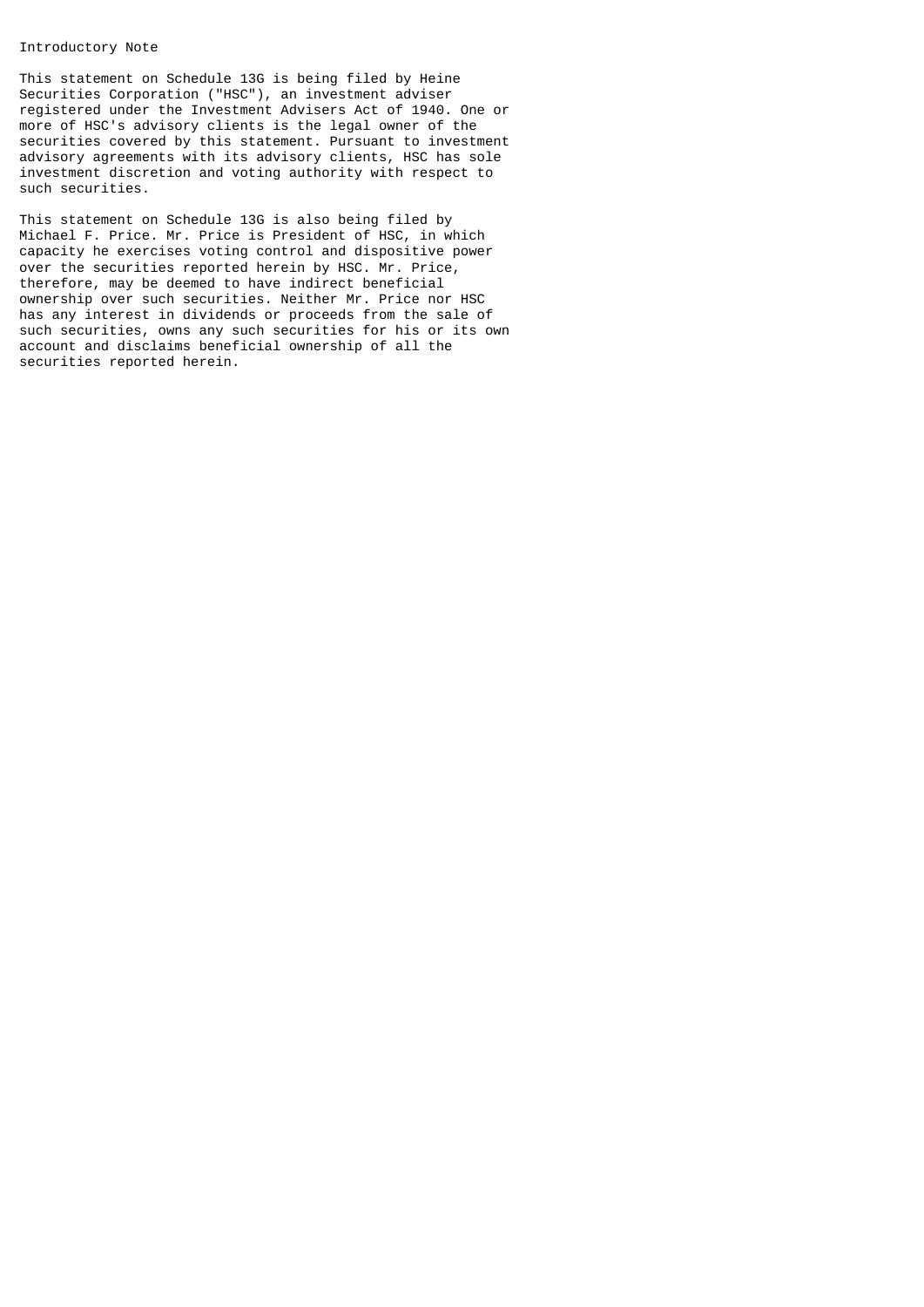Introductory Note

This statement on Schedule 13G is being filed by Heine Securities Corporation ("HSC"), an investment adviser registered under the Investment Advisers Act of 1940. One or more of HSC's advisory clients is the legal owner of the securities covered by this statement. Pursuant to investment advisory agreements with its advisory clients, HSC has sole investment discretion and voting authority with respect to such securities.

This statement on Schedule 13G is also being filed by Michael F. Price. Mr. Price is President of HSC, in which capacity he exercises voting control and dispositive power over the securities reported herein by HSC. Mr. Price, therefore, may be deemed to have indirect beneficial ownership over such securities. Neither Mr. Price nor HSC has any interest in dividends or proceeds from the sale of such securities, owns any such securities for his or its own account and disclaims beneficial ownership of all the securities reported herein.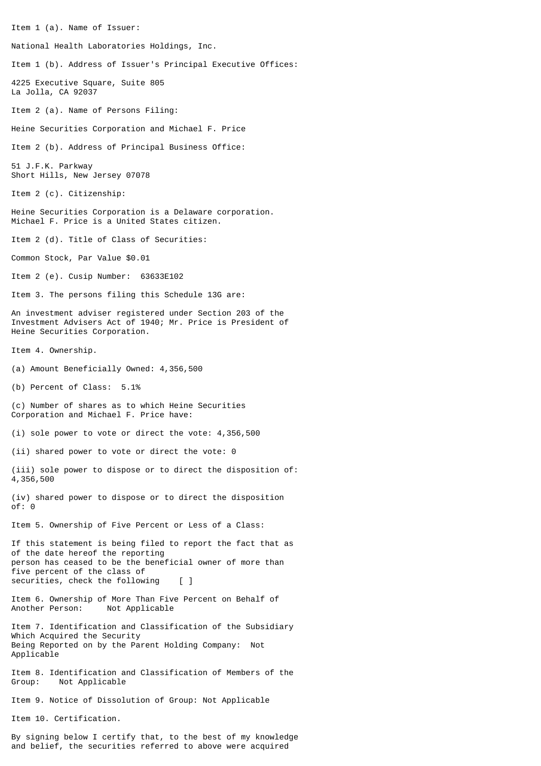Item 1 (a). Name of Issuer:

National Health Laboratories Holdings, Inc.

Item 1 (b). Address of Issuer's Principal Executive Offices:

4225 Executive Square, Suite 805
La Jolla, CA 92037

Item 2 (a). Name of Persons Filing:

Heine Securities Corporation and Michael F. Price

Item 2 (b). Address of Principal Business Office:

51 J.F.K. Parkway
Short Hills, New Jersey 07078

Item 2 (c). Citizenship:

Heine Securities Corporation is a Delaware corporation.
Michael F. Price is a United States citizen.

Item 2 (d). Title of Class of Securities:

Common Stock, Par Value $0.01

Item 2 (e). Cusip Number: 63633E102

Item 3. The persons filing this Schedule 13G are:

An investment adviser registered under Section 203 of the Investment Advisers Act of 1940; Mr. Price is President of Heine Securities Corporation.

Item 4. Ownership.

(a) Amount Beneficially Owned: 4,356,500

(b) Percent of Class: 5.1%

(c) Number of shares as to which Heine Securities Corporation and Michael F. Price have:

(i) sole power to vote or direct the vote: 4,356,500

(ii) shared power to vote or direct the vote: 0

(iii) sole power to dispose or to direct the disposition of: 4,356,500

(iv) shared power to dispose or to direct the disposition of: 0

Item 5. Ownership of Five Percent or Less of a Class:

If this statement is being filed to report the fact that as of the date hereof the reporting person has ceased to be the beneficial owner of more than five percent of the class of securities, check the following [ ]

Item 6. Ownership of More Than Five Percent on Behalf of Another Person: Not Applicable

Item 7. Identification and Classification of the Subsidiary Which Acquired the Security Being Reported on by the Parent Holding Company: Not Applicable

Item 8. Identification and Classification of Members of the Group: Not Applicable

Item 9. Notice of Dissolution of Group: Not Applicable

Item 10. Certification.

By signing below I certify that, to the best of my knowledge and belief, the securities referred to above were acquired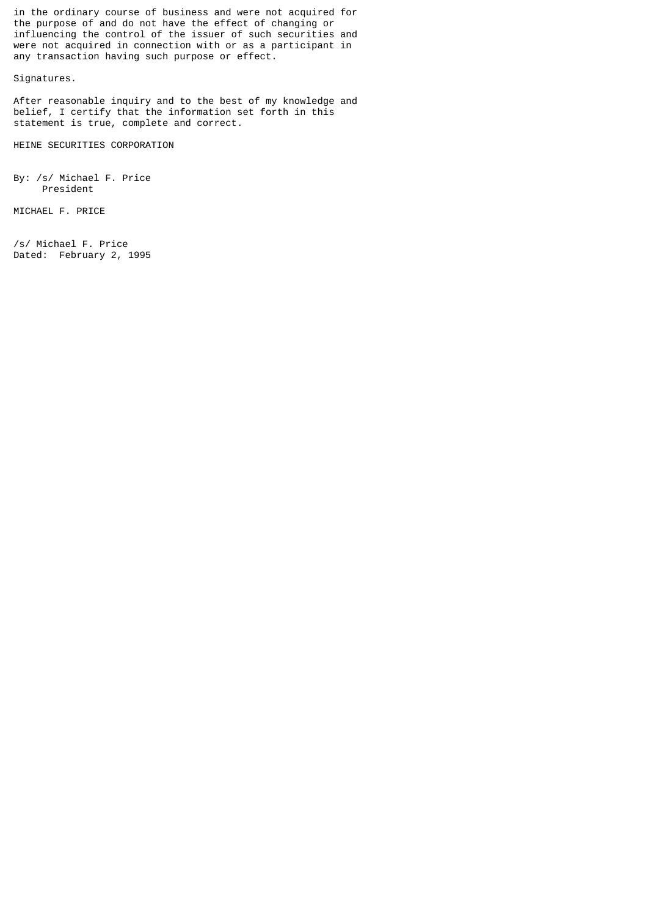in the ordinary course of business and were not acquired for the purpose of and do not have the effect of changing or influencing the control of the issuer of such securities and were not acquired in connection with or as a participant in any transaction having such purpose or effect.

Signatures.

After reasonable inquiry and to the best of my knowledge and belief, I certify that the information set forth in this statement is true, complete and correct.

HEINE SECURITIES CORPORATION

By: /s/ Michael F. Price
President

MICHAEL F. PRICE

/s/ Michael F. Price
Dated: February 2, 1995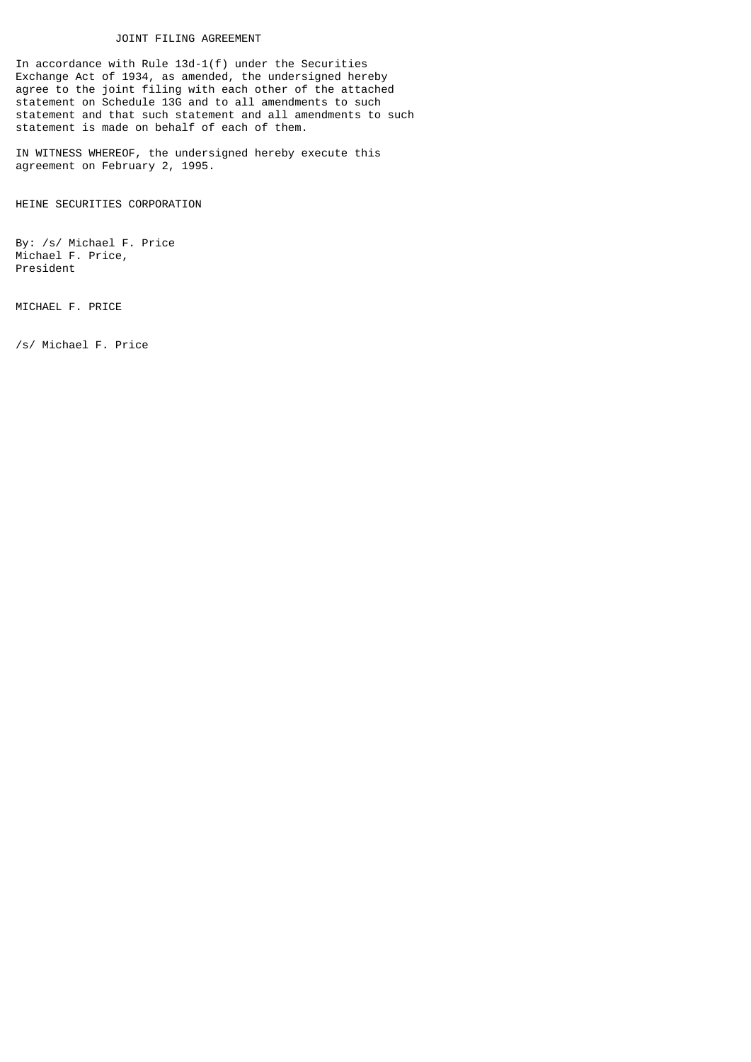# JOINT FILING AGREEMENT

In accordance with Rule 13d-1(f) under the Securities Exchange Act of 1934, as amended, the undersigned hereby agree to the joint filing with each other of the attached statement on Schedule 13G and to all amendments to such statement and that such statement and all amendments to such statement is made on behalf of each of them.

IN WITNESS WHEREOF, the undersigned hereby execute this agreement on February 2, 1995.

HEINE SECURITIES CORPORATION

By: /s/ Michael F. Price
Michael F. Price,
President

MICHAEL F. PRICE

/s/ Michael F. Price